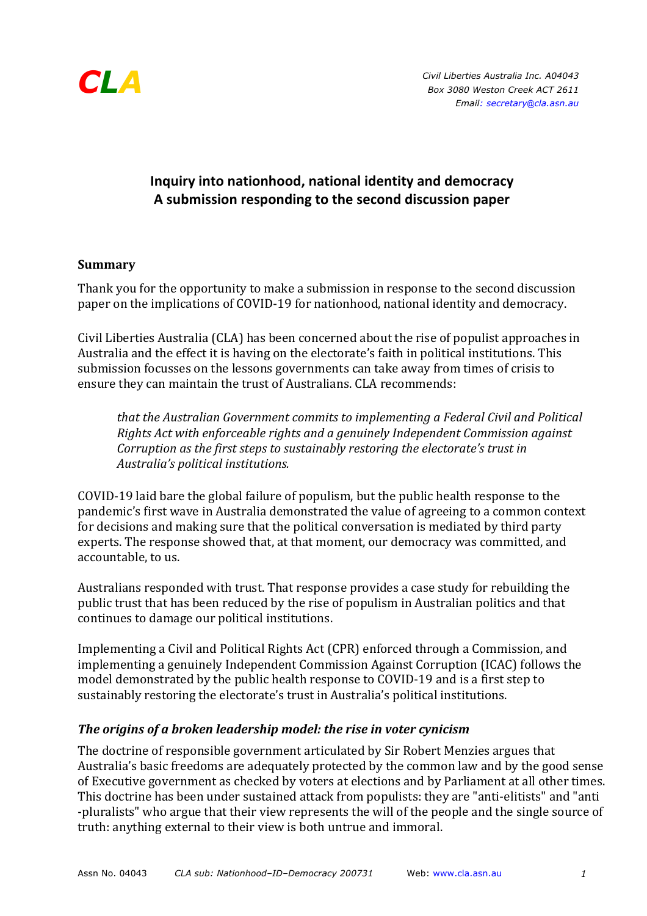CLA

*Civil Liberties Australia Inc. A04043*
*Box 3080 Weston Creek ACT 2611*
*Email: secretary@cla.asn.au*

# Inquiry into nationhood, national identity and democracy
# A submission responding to the second discussion paper

**Summary**

Thank you for the opportunity to make a submission in response to the second discussion paper on the implications of COVID-19 for nationhood, national identity and democracy.

Civil Liberties Australia (CLA) has been concerned about the rise of populist approaches in Australia and the effect it is having on the electorate's faith in political institutions. This submission focusses on the lessons governments can take away from times of crisis to ensure they can maintain the trust of Australians. CLA recommends:

> *that the Australian Government commits to implementing a Federal Civil and Political Rights Act with enforceable rights and a genuinely Independent Commission against Corruption as the first steps to sustainably restoring the electorate's trust in Australia's political institutions.*

COVID-19 laid bare the global failure of populism, but the public health response to the pandemic's first wave in Australia demonstrated the value of agreeing to a common context for decisions and making sure that the political conversation is mediated by third party experts. The response showed that, at that moment, our democracy was committed, and accountable, to us.

Australians responded with trust. That response provides a case study for rebuilding the public trust that has been reduced by the rise of populism in Australian politics and that continues to damage our political institutions.

Implementing a Civil and Political Rights Act (CPR) enforced through a Commission, and implementing a genuinely Independent Commission Against Corruption (ICAC) follows the model demonstrated by the public health response to COVID-19 and is a first step to sustainably restoring the electorate's trust in Australia's political institutions.

### *The origins of a broken leadership model: the rise in voter cynicism*

The doctrine of responsible government articulated by Sir Robert Menzies argues that Australia's basic freedoms are adequately protected by the common law and by the good sense of Executive government as checked by voters at elections and by Parliament at all other times. This doctrine has been under sustained attack from populists: they are "anti-elitists" and "anti -pluralists" who argue that their view represents the will of the people and the single source of truth: anything external to their view is both untrue and immoral.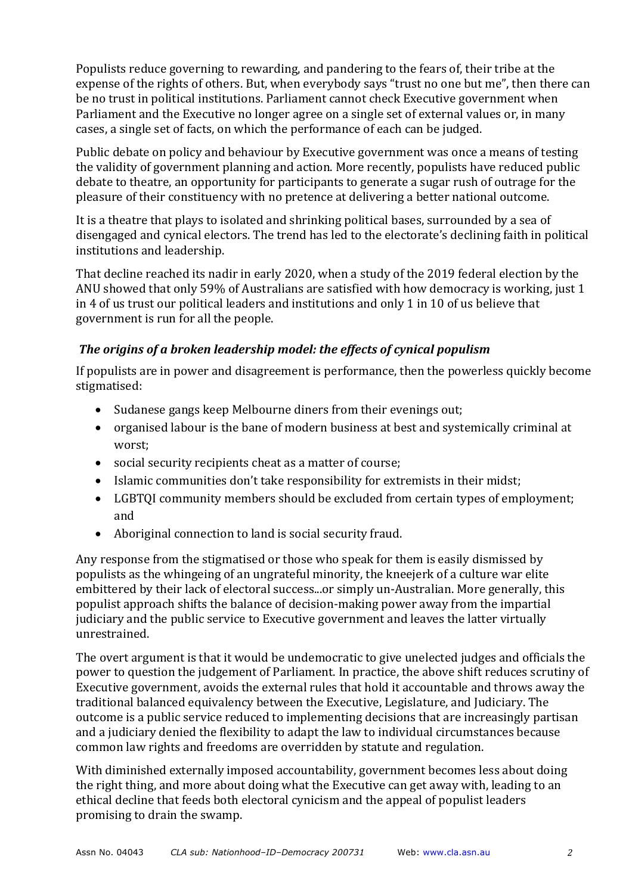Populists reduce governing to rewarding, and pandering to the fears of, their tribe at the expense of the rights of others. But, when everybody says "trust no one but me", then there can be no trust in political institutions. Parliament cannot check Executive government when Parliament and the Executive no longer agree on a single set of external values or, in many cases, a single set of facts, on which the performance of each can be judged.

Public debate on policy and behaviour by Executive government was once a means of testing the validity of government planning and action. More recently, populists have reduced public debate to theatre, an opportunity for participants to generate a sugar rush of outrage for the pleasure of their constituency with no pretence at delivering a better national outcome.

It is a theatre that plays to isolated and shrinking political bases, surrounded by a sea of disengaged and cynical electors. The trend has led to the electorate's declining faith in political institutions and leadership.

That decline reached its nadir in early 2020, when a study of the 2019 federal election by the ANU showed that only 59% of Australians are satisfied with how democracy is working, just 1 in 4 of us trust our political leaders and institutions and only 1 in 10 of us believe that government is run for all the people.

### *The origins of a broken leadership model: the effects of cynical populism*

If populists are in power and disagreement is performance, then the powerless quickly become stigmatised:

- Sudanese gangs keep Melbourne diners from their evenings out;
- organised labour is the bane of modern business at best and systemically criminal at worst;
- social security recipients cheat as a matter of course;
- Islamic communities don't take responsibility for extremists in their midst;
- LGBTQI community members should be excluded from certain types of employment; and
- Aboriginal connection to land is social security fraud.

Any response from the stigmatised or those who speak for them is easily dismissed by populists as the whingeing of an ungrateful minority, the kneejerk of a culture war elite embittered by their lack of electoral success...or simply un-Australian. More generally, this populist approach shifts the balance of decision-making power away from the impartial judiciary and the public service to Executive government and leaves the latter virtually unrestrained.

The overt argument is that it would be undemocratic to give unelected judges and officials the power to question the judgement of Parliament. In practice, the above shift reduces scrutiny of Executive government, avoids the external rules that hold it accountable and throws away the traditional balanced equivalency between the Executive, Legislature, and Judiciary. The outcome is a public service reduced to implementing decisions that are increasingly partisan and a judiciary denied the flexibility to adapt the law to individual circumstances because common law rights and freedoms are overridden by statute and regulation.

With diminished externally imposed accountability, government becomes less about doing the right thing, and more about doing what the Executive can get away with, leading to an ethical decline that feeds both electoral cynicism and the appeal of populist leaders promising to drain the swamp.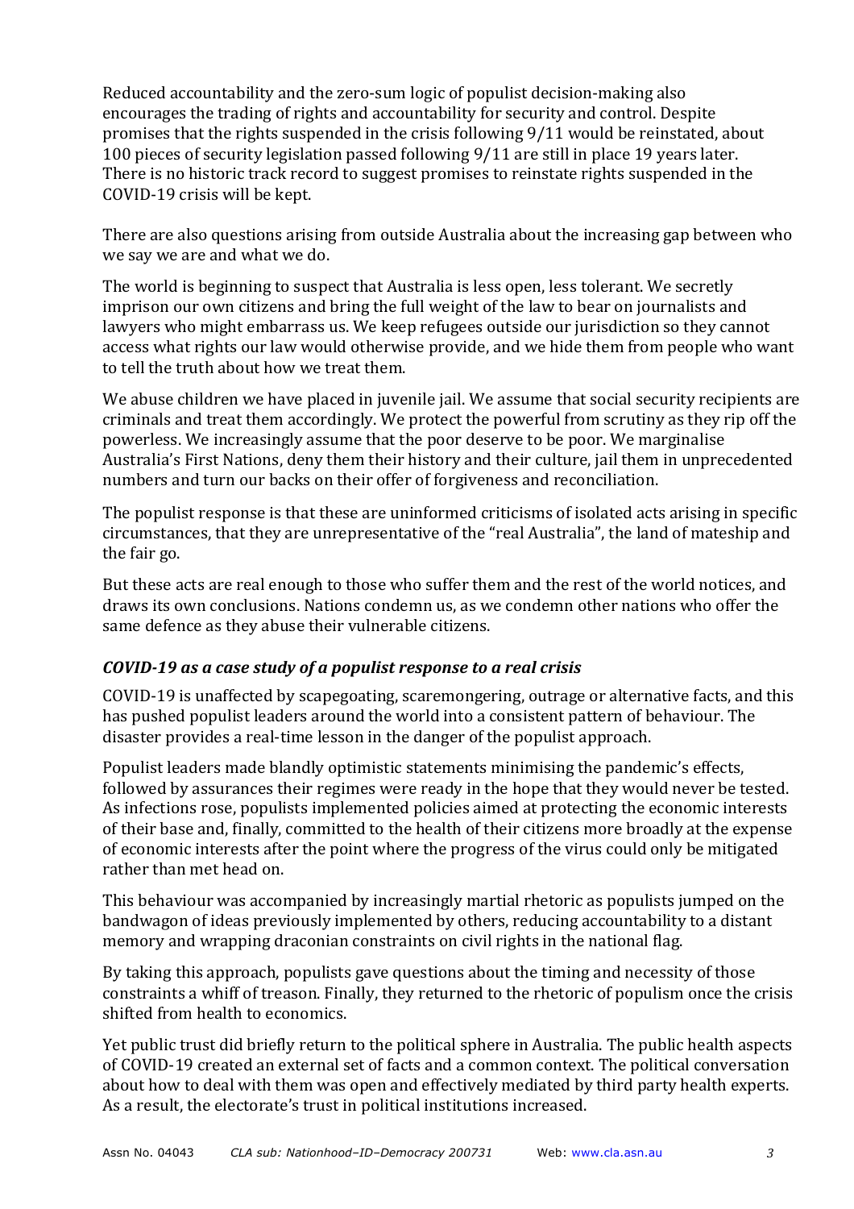Reduced accountability and the zero-sum logic of populist decision-making also encourages the trading of rights and accountability for security and control. Despite promises that the rights suspended in the crisis following 9/11 would be reinstated, about 100 pieces of security legislation passed following 9/11 are still in place 19 years later. There is no historic track record to suggest promises to reinstate rights suspended in the COVID-19 crisis will be kept.

There are also questions arising from outside Australia about the increasing gap between who we say we are and what we do.

The world is beginning to suspect that Australia is less open, less tolerant. We secretly imprison our own citizens and bring the full weight of the law to bear on journalists and lawyers who might embarrass us. We keep refugees outside our jurisdiction so they cannot access what rights our law would otherwise provide, and we hide them from people who want to tell the truth about how we treat them.

We abuse children we have placed in juvenile jail. We assume that social security recipients are criminals and treat them accordingly. We protect the powerful from scrutiny as they rip off the powerless. We increasingly assume that the poor deserve to be poor. We marginalise Australia's First Nations, deny them their history and their culture, jail them in unprecedented numbers and turn our backs on their offer of forgiveness and reconciliation.

The populist response is that these are uninformed criticisms of isolated acts arising in specific circumstances, that they are unrepresentative of the "real Australia", the land of mateship and the fair go.

But these acts are real enough to those who suffer them and the rest of the world notices, and draws its own conclusions. Nations condemn us, as we condemn other nations who offer the same defence as they abuse their vulnerable citizens.

### *COVID-19 as a case study of a populist response to a real crisis*

COVID-19 is unaffected by scapegoating, scaremongering, outrage or alternative facts, and this has pushed populist leaders around the world into a consistent pattern of behaviour. The disaster provides a real-time lesson in the danger of the populist approach.

Populist leaders made blandly optimistic statements minimising the pandemic's effects, followed by assurances their regimes were ready in the hope that they would never be tested. As infections rose, populists implemented policies aimed at protecting the economic interests of their base and, finally, committed to the health of their citizens more broadly at the expense of economic interests after the point where the progress of the virus could only be mitigated rather than met head on.

This behaviour was accompanied by increasingly martial rhetoric as populists jumped on the bandwagon of ideas previously implemented by others, reducing accountability to a distant memory and wrapping draconian constraints on civil rights in the national flag.

By taking this approach, populists gave questions about the timing and necessity of those constraints a whiff of treason. Finally, they returned to the rhetoric of populism once the crisis shifted from health to economics.

Yet public trust did briefly return to the political sphere in Australia. The public health aspects of COVID-19 created an external set of facts and a common context. The political conversation about how to deal with them was open and effectively mediated by third party health experts. As a result, the electorate's trust in political institutions increased.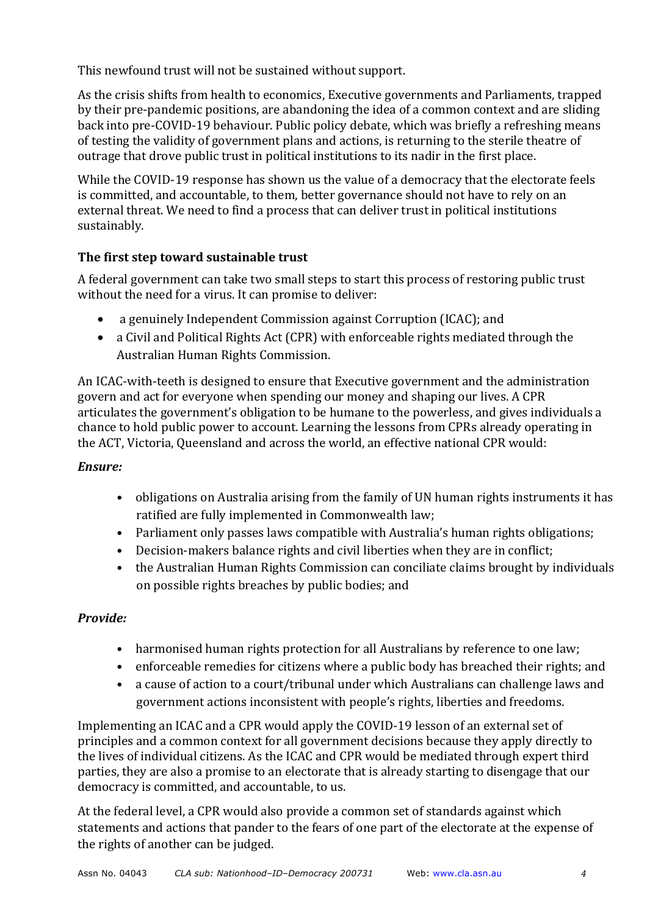This newfound trust will not be sustained without support.

As the crisis shifts from health to economics, Executive governments and Parliaments, trapped by their pre-pandemic positions, are abandoning the idea of a common context and are sliding back into pre-COVID-19 behaviour. Public policy debate, which was briefly a refreshing means of testing the validity of government plans and actions, is returning to the sterile theatre of outrage that drove public trust in political institutions to its nadir in the first place.

While the COVID-19 response has shown us the value of a democracy that the electorate feels is committed, and accountable, to them, better governance should not have to rely on an external threat. We need to find a process that can deliver trust in political institutions sustainably.

### The first step toward sustainable trust

A federal government can take two small steps to start this process of restoring public trust without the need for a virus. It can promise to deliver:

- a genuinely Independent Commission against Corruption (ICAC); and
- a Civil and Political Rights Act (CPR) with enforceable rights mediated through the Australian Human Rights Commission.

An ICAC-with-teeth is designed to ensure that Executive government and the administration govern and act for everyone when spending our money and shaping our lives. A CPR articulates the government's obligation to be humane to the powerless, and gives individuals a chance to hold public power to account. Learning the lessons from CPRs already operating in the ACT, Victoria, Queensland and across the world, an effective national CPR would:

***Ensure:***

- obligations on Australia arising from the family of UN human rights instruments it has ratified are fully implemented in Commonwealth law;
- Parliament only passes laws compatible with Australia's human rights obligations;
- Decision-makers balance rights and civil liberties when they are in conflict;
- the Australian Human Rights Commission can conciliate claims brought by individuals on possible rights breaches by public bodies; and

***Provide:***

- harmonised human rights protection for all Australians by reference to one law;
- enforceable remedies for citizens where a public body has breached their rights; and
- a cause of action to a court/tribunal under which Australians can challenge laws and government actions inconsistent with people's rights, liberties and freedoms.

Implementing an ICAC and a CPR would apply the COVID-19 lesson of an external set of principles and a common context for all government decisions because they apply directly to the lives of individual citizens. As the ICAC and CPR would be mediated through expert third parties, they are also a promise to an electorate that is already starting to disengage that our democracy is committed, and accountable, to us.

At the federal level, a CPR would also provide a common set of standards against which statements and actions that pander to the fears of one part of the electorate at the expense of the rights of another can be judged.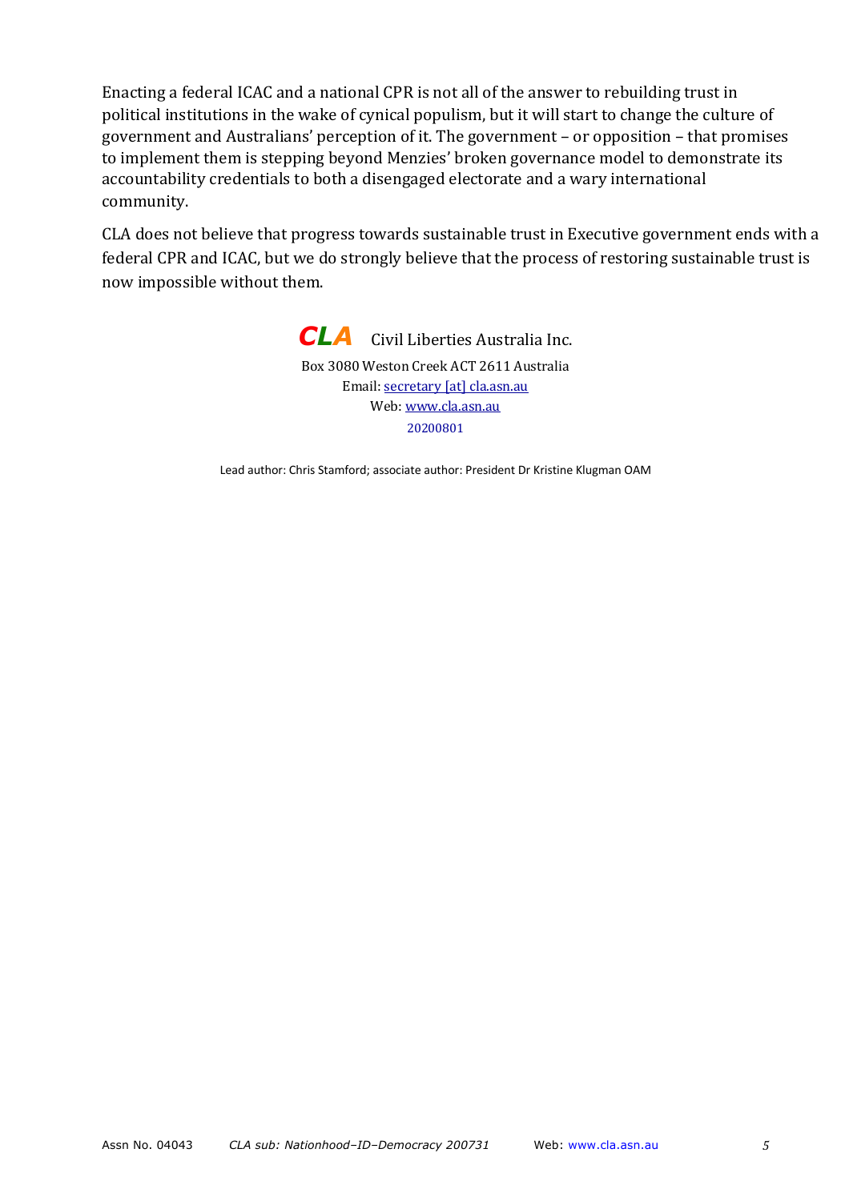Enacting a federal ICAC and a national CPR is not all of the answer to rebuilding trust in political institutions in the wake of cynical populism, but it will start to change the culture of government and Australians' perception of it. The government – or opposition – that promises to implement them is stepping beyond Menzies' broken governance model to demonstrate its accountability credentials to both a disengaged electorate and a wary international community.

CLA does not believe that progress towards sustainable trust in Executive government ends with a federal CPR and ICAC, but we do strongly believe that the process of restoring sustainable trust is now impossible without them.

**CLA** Civil Liberties Australia Inc.

Box 3080 Weston Creek ACT 2611 Australia

Email: secretary [at] cla.asn.au

Web: www.cla.asn.au

20200801

Lead author: Chris Stamford; associate author: President Dr Kristine Klugman OAM